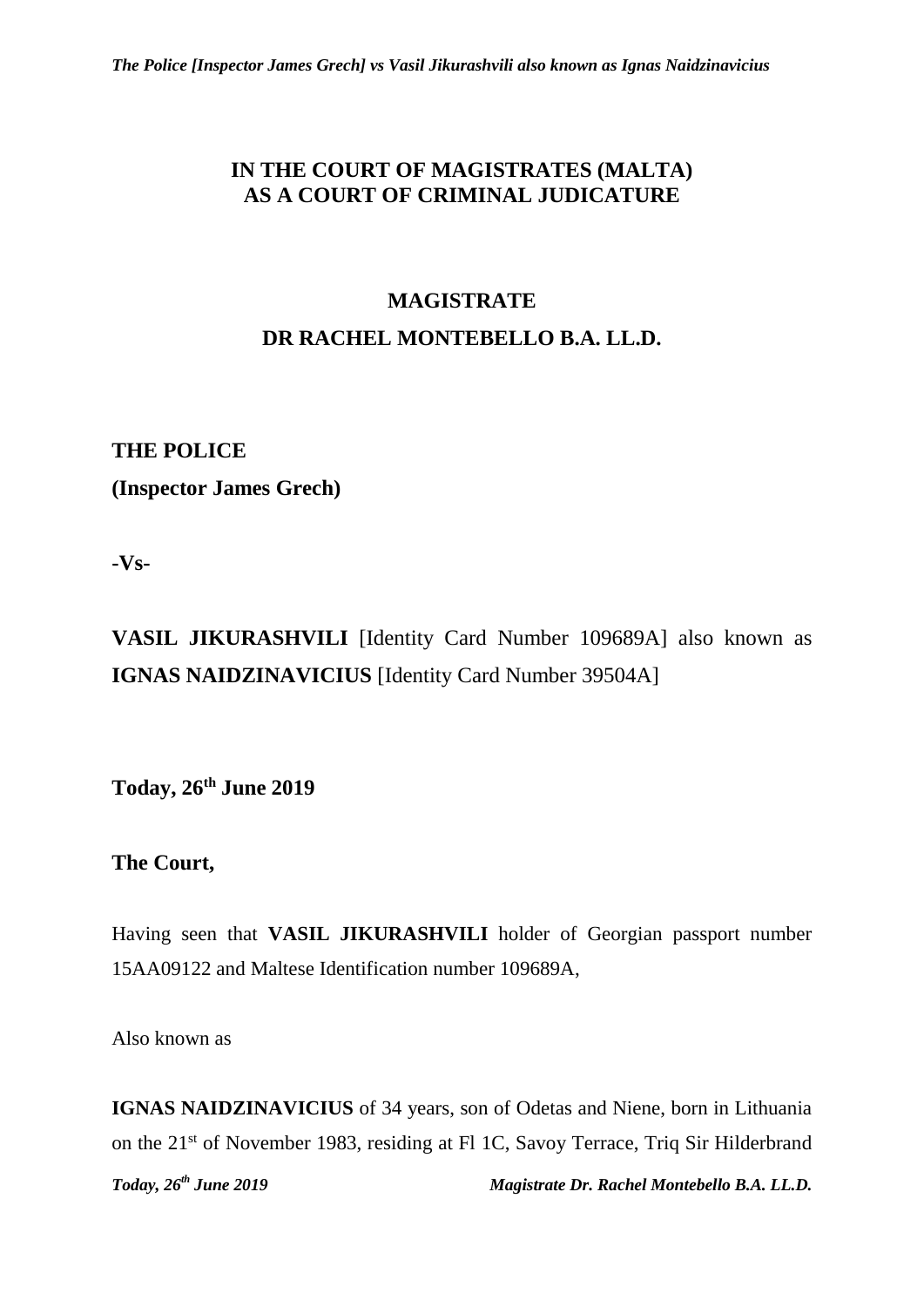# IN THE COURT OF MAGISTRATES (MALTA)
# AS A COURT OF CRIMINAL JUDICATURE

## MAGISTRATE

## DR RACHEL MONTEBELLO B.A. LL.D.

**THE POLICE**

**(Inspector James Grech)**

**-Vs-**

**VASIL JIKURASHVILI** [Identity Card Number 109689A] also known as **IGNAS NAIDZINAVICIUS** [Identity Card Number 39504A]

**Today, 26th June 2019**

**The Court,**

Having seen that **VASIL JIKURASHVILI** holder of Georgian passport number 15AA09122 and Maltese Identification number 109689A,

Also known as

**IGNAS NAIDZINAVICIUS** of 34 years, son of Odetas and Niene, born in Lithuania on the 21st of November 1983, residing at Fl 1C, Savoy Terrace, Triq Sir Hilderbrand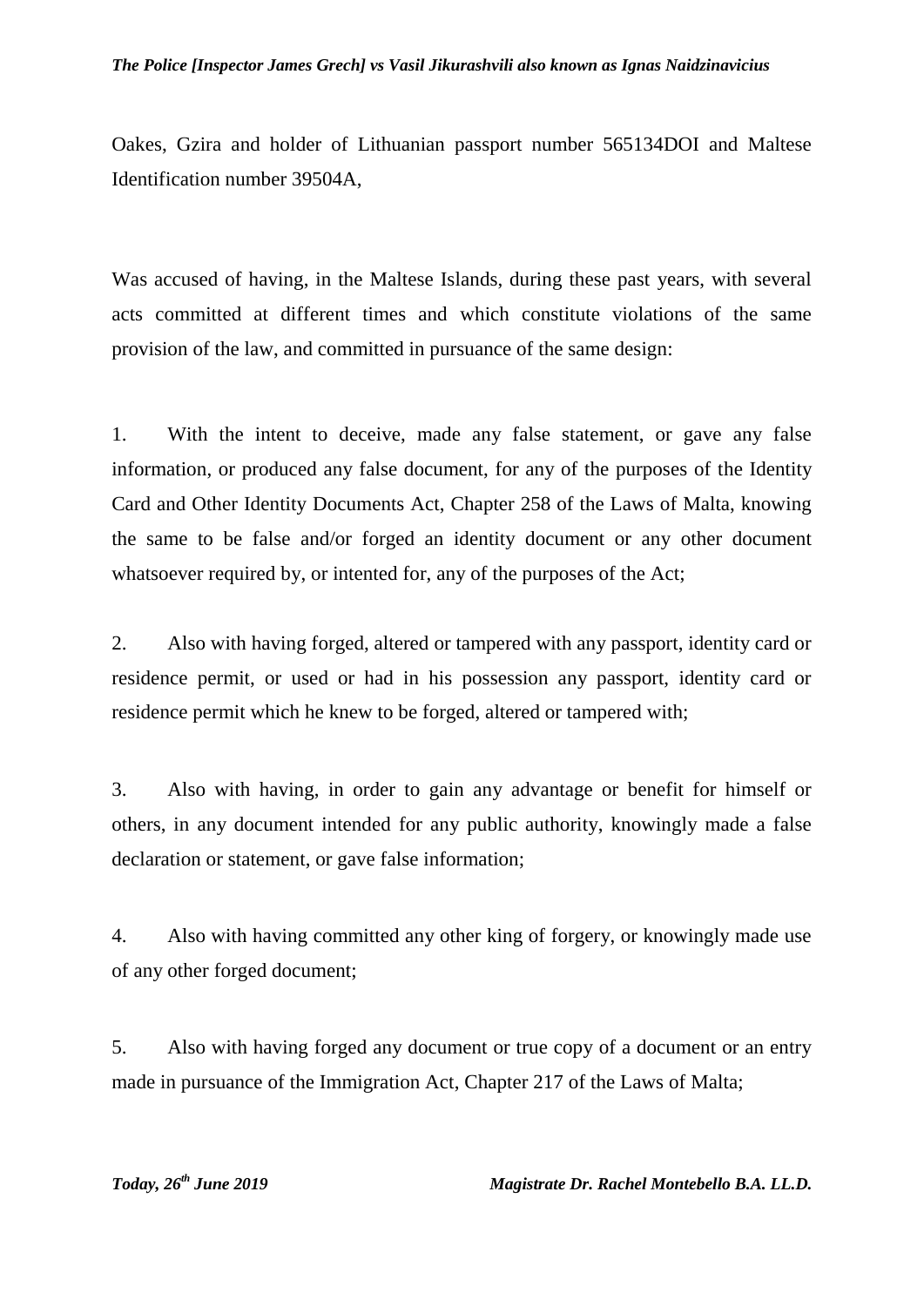Oakes, Gzira and holder of Lithuanian passport number 565134DOI and Maltese Identification number 39504A,

Was accused of having, in the Maltese Islands, during these past years, with several acts committed at different times and which constitute violations of the same provision of the law, and committed in pursuance of the same design:

1. With the intent to deceive, made any false statement, or gave any false information, or produced any false document, for any of the purposes of the Identity Card and Other Identity Documents Act, Chapter 258 of the Laws of Malta, knowing the same to be false and/or forged an identity document or any other document whatsoever required by, or intented for, any of the purposes of the Act;

2. Also with having forged, altered or tampered with any passport, identity card or residence permit, or used or had in his possession any passport, identity card or residence permit which he knew to be forged, altered or tampered with;

3. Also with having, in order to gain any advantage or benefit for himself or others, in any document intended for any public authority, knowingly made a false declaration or statement, or gave false information;

4. Also with having committed any other king of forgery, or knowingly made use of any other forged document;

5. Also with having forged any document or true copy of a document or an entry made in pursuance of the Immigration Act, Chapter 217 of the Laws of Malta;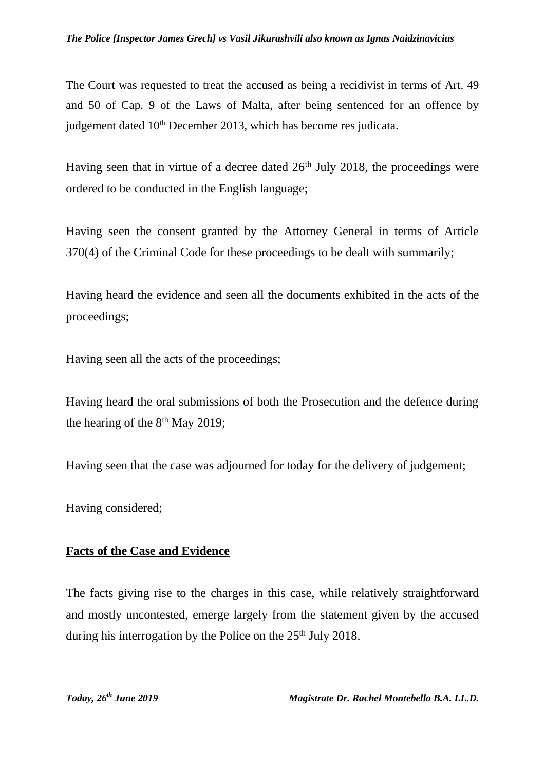The Court was requested to treat the accused as being a recidivist in terms of Art. 49 and 50 of Cap. 9 of the Laws of Malta, after being sentenced for an offence by judgement dated 10th December 2013, which has become res judicata.

Having seen that in virtue of a decree dated 26th July 2018, the proceedings were ordered to be conducted in the English language;

Having seen the consent granted by the Attorney General in terms of Article 370(4) of the Criminal Code for these proceedings to be dealt with summarily;

Having heard the evidence and seen all the documents exhibited in the acts of the proceedings;

Having seen all the acts of the proceedings;

Having heard the oral submissions of both the Prosecution and the defence during the hearing of the 8th May 2019;

Having seen that the case was adjourned for today for the delivery of judgement;

Having considered;

**Facts of the Case and Evidence**

The facts giving rise to the charges in this case, while relatively straightforward and mostly uncontested, emerge largely from the statement given by the accused during his interrogation by the Police on the 25th July 2018.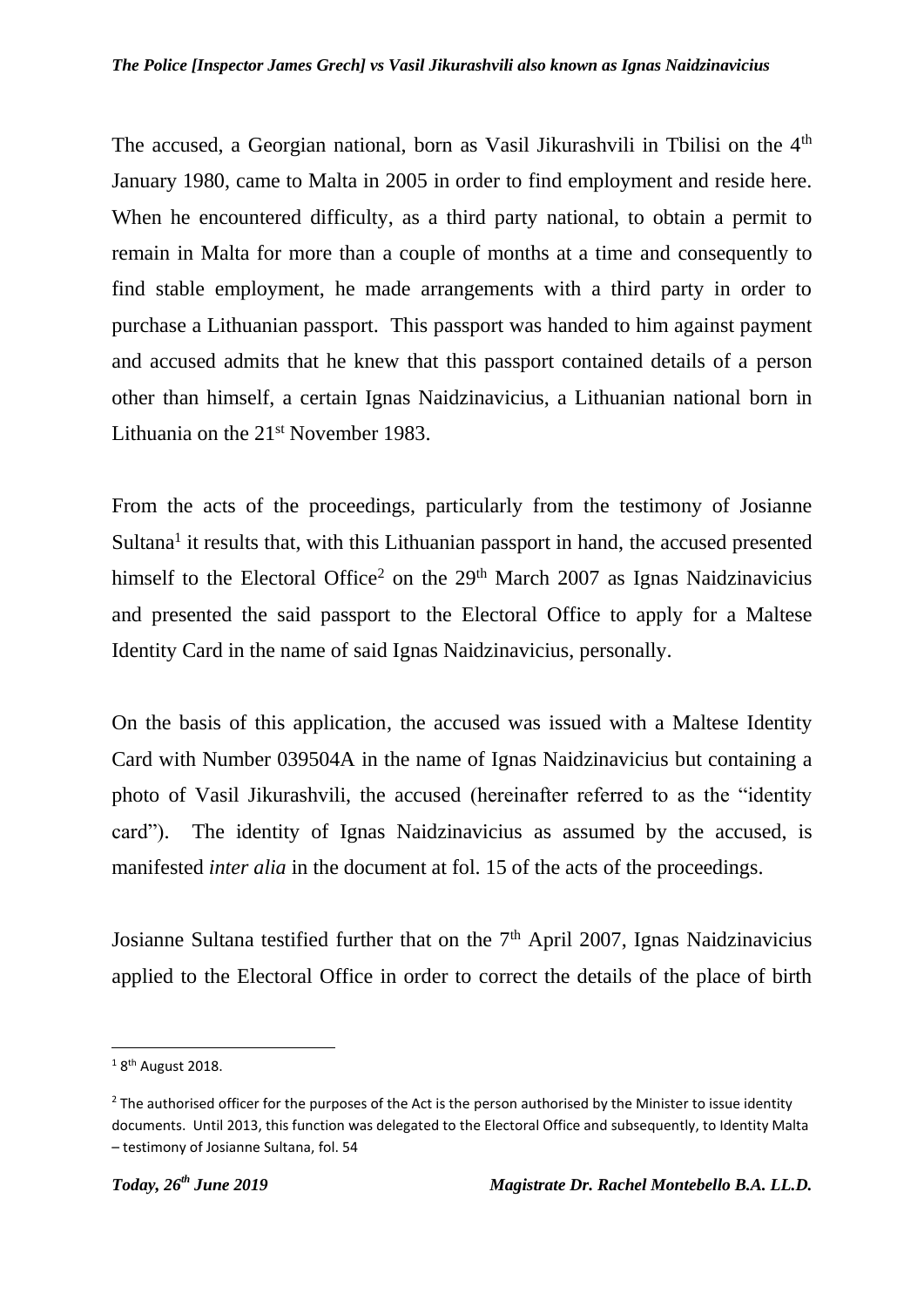The accused, a Georgian national, born as Vasil Jikurashvili in Tbilisi on the 4th January 1980, came to Malta in 2005 in order to find employment and reside here. When he encountered difficulty, as a third party national, to obtain a permit to remain in Malta for more than a couple of months at a time and consequently to find stable employment, he made arrangements with a third party in order to purchase a Lithuanian passport. This passport was handed to him against payment and accused admits that he knew that this passport contained details of a person other than himself, a certain Ignas Naidzinavicius, a Lithuanian national born in Lithuania on the 21st November 1983.

From the acts of the proceedings, particularly from the testimony of Josianne Sultana[1] it results that, with this Lithuanian passport in hand, the accused presented himself to the Electoral Office[2] on the 29th March 2007 as Ignas Naidzinavicius and presented the said passport to the Electoral Office to apply for a Maltese Identity Card in the name of said Ignas Naidzinavicius, personally.

On the basis of this application, the accused was issued with a Maltese Identity Card with Number 039504A in the name of Ignas Naidzinavicius but containing a photo of Vasil Jikurashvili, the accused (hereinafter referred to as the "identity card"). The identity of Ignas Naidzinavicius as assumed by the accused, is manifested *inter alia* in the document at fol. 15 of the acts of the proceedings.

Josianne Sultana testified further that on the 7th April 2007, Ignas Naidzinavicius applied to the Electoral Office in order to correct the details of the place of birth

---

[1] 8th August 2018.

[2] The authorised officer for the purposes of the Act is the person authorised by the Minister to issue identity documents. Until 2013, this function was delegated to the Electoral Office and subsequently, to Identity Malta – testimony of Josianne Sultana, fol. 54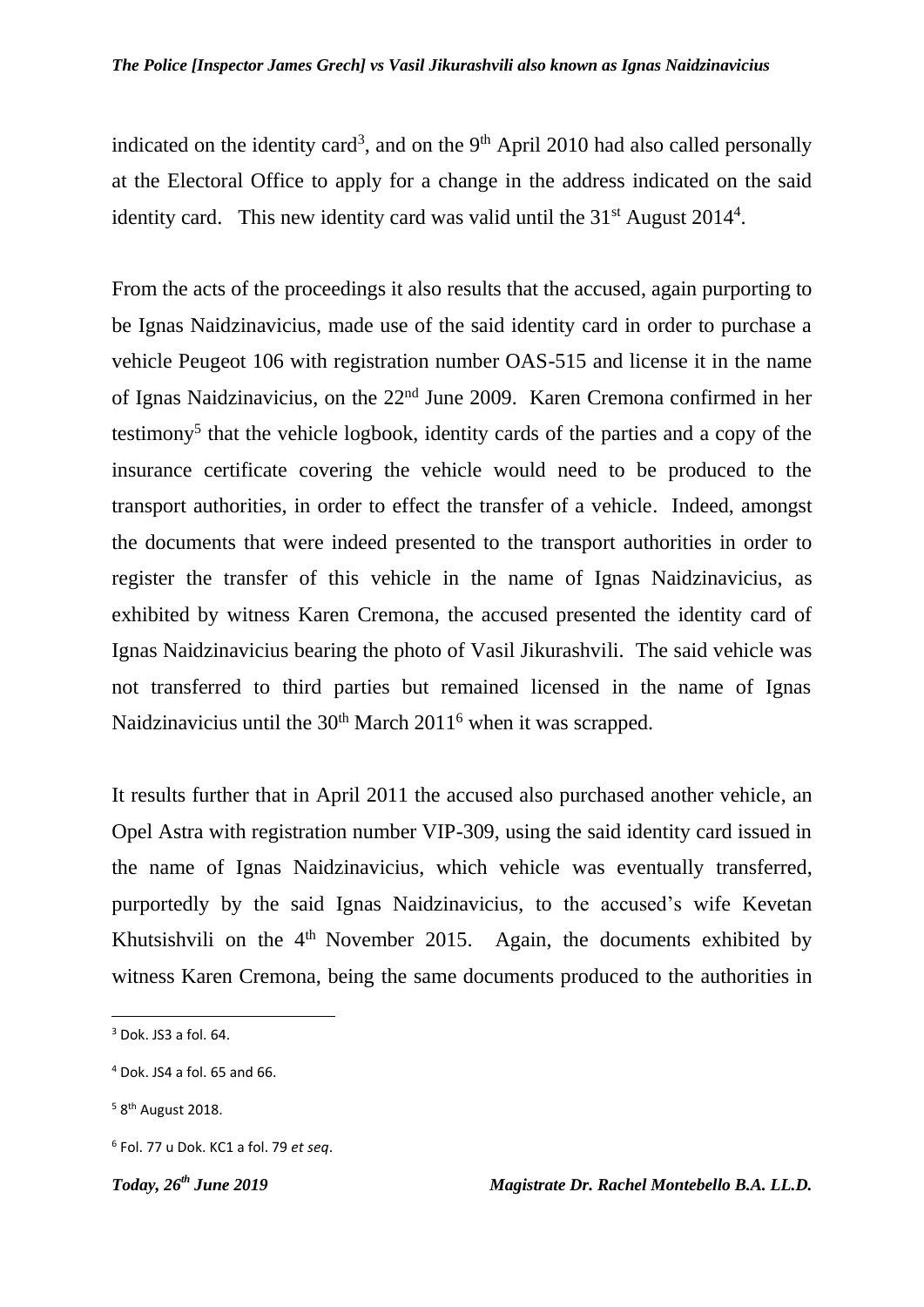indicated on the identity card[3], and on the 9th April 2010 had also called personally at the Electoral Office to apply for a change in the address indicated on the said identity card. This new identity card was valid until the 31st August 2014[4].

From the acts of the proceedings it also results that the accused, again purporting to be Ignas Naidzinavicius, made use of the said identity card in order to purchase a vehicle Peugeot 106 with registration number OAS-515 and license it in the name of Ignas Naidzinavicius, on the 22nd June 2009. Karen Cremona confirmed in her testimony[5] that the vehicle logbook, identity cards of the parties and a copy of the insurance certificate covering the vehicle would need to be produced to the transport authorities, in order to effect the transfer of a vehicle. Indeed, amongst the documents that were indeed presented to the transport authorities in order to register the transfer of this vehicle in the name of Ignas Naidzinavicius, as exhibited by witness Karen Cremona, the accused presented the identity card of Ignas Naidzinavicius bearing the photo of Vasil Jikurashvili. The said vehicle was not transferred to third parties but remained licensed in the name of Ignas Naidzinavicius until the 30th March 2011[6] when it was scrapped.

It results further that in April 2011 the accused also purchased another vehicle, an Opel Astra with registration number VIP-309, using the said identity card issued in the name of Ignas Naidzinavicius, which vehicle was eventually transferred, purportedly by the said Ignas Naidzinavicius, to the accused's wife Kevetan Khutsishvili on the 4th November 2015. Again, the documents exhibited by witness Karen Cremona, being the same documents produced to the authorities in

---

[3] Dok. JS3 a fol. 64.

[4] Dok. JS4 a fol. 65 and 66.

[5] 8th August 2018.

[6] Fol. 77 u Dok. KC1 a fol. 79 *et seq*.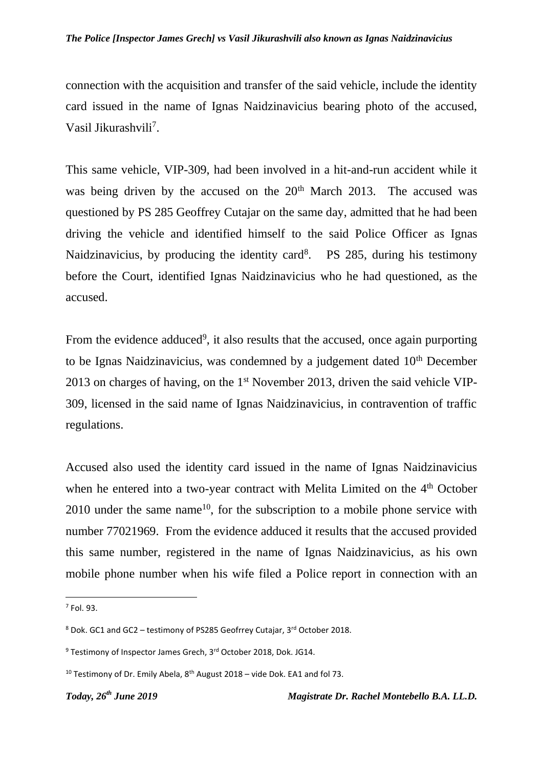connection with the acquisition and transfer of the said vehicle, include the identity card issued in the name of Ignas Naidzinavicius bearing photo of the accused, Vasil Jikurashvili[7].

This same vehicle, VIP-309, had been involved in a hit-and-run accident while it was being driven by the accused on the 20th March 2013. The accused was questioned by PS 285 Geoffrey Cutajar on the same day, admitted that he had been driving the vehicle and identified himself to the said Police Officer as Ignas Naidzinavicius, by producing the identity card[8]. PS 285, during his testimony before the Court, identified Ignas Naidzinavicius who he had questioned, as the accused.

From the evidence adduced[9], it also results that the accused, once again purporting to be Ignas Naidzinavicius, was condemned by a judgement dated 10th December 2013 on charges of having, on the 1st November 2013, driven the said vehicle VIP-309, licensed in the said name of Ignas Naidzinavicius, in contravention of traffic regulations.

Accused also used the identity card issued in the name of Ignas Naidzinavicius when he entered into a two-year contract with Melita Limited on the 4th October 2010 under the same name[10], for the subscription to a mobile phone service with number 77021969. From the evidence adduced it results that the accused provided this same number, registered in the name of Ignas Naidzinavicius, as his own mobile phone number when his wife filed a Police report in connection with an

---

[7] Fol. 93.

[8] Dok. GC1 and GC2 – testimony of PS285 Geofrrey Cutajar, 3rd October 2018.

[9] Testimony of Inspector James Grech, 3rd October 2018, Dok. JG14.

[10] Testimony of Dr. Emily Abela, 8th August 2018 – vide Dok. EA1 and fol 73.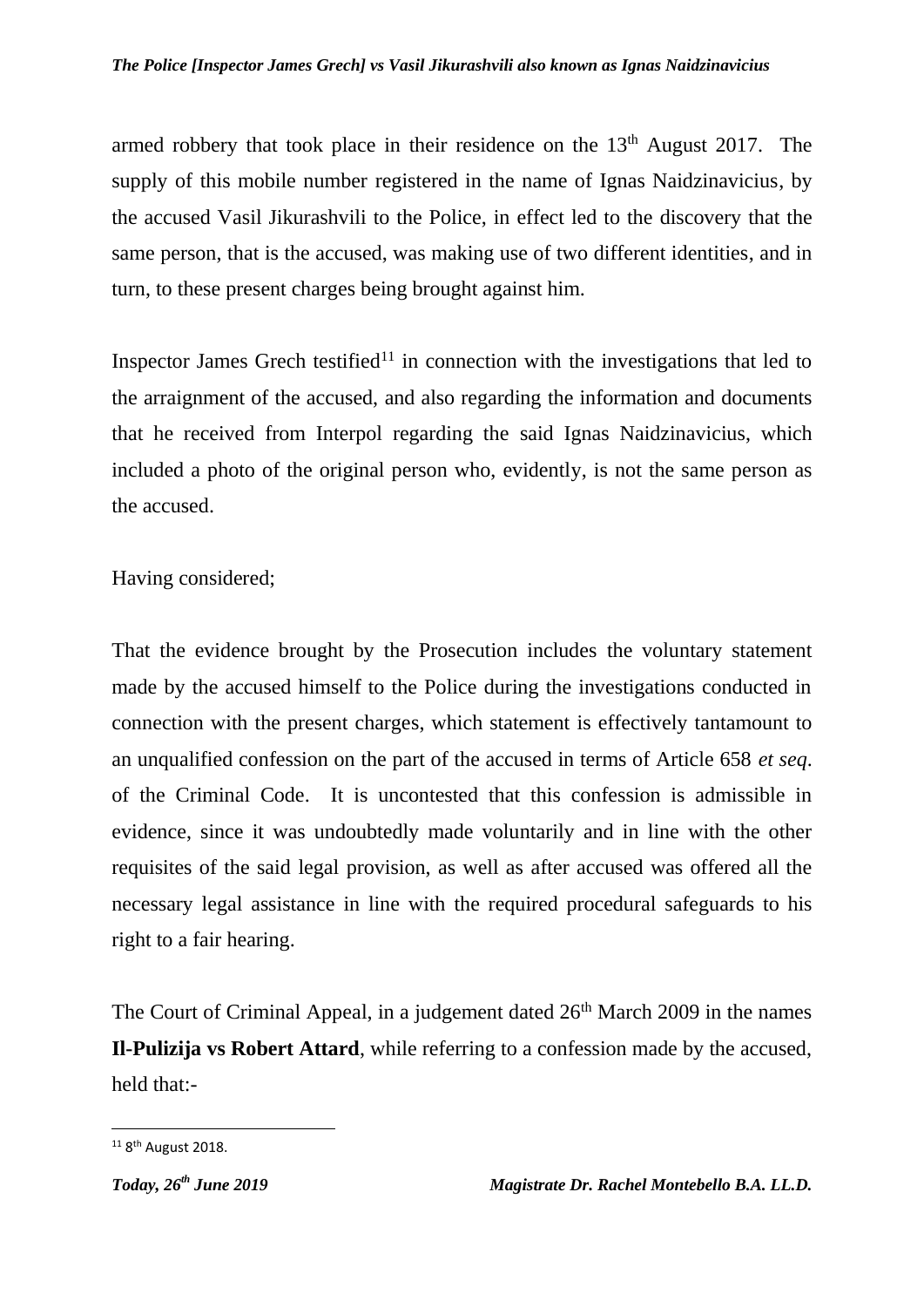armed robbery that took place in their residence on the 13th August 2017. The supply of this mobile number registered in the name of Ignas Naidzinavicius, by the accused Vasil Jikurashvili to the Police, in effect led to the discovery that the same person, that is the accused, was making use of two different identities, and in turn, to these present charges being brought against him.

Inspector James Grech testified[11] in connection with the investigations that led to the arraignment of the accused, and also regarding the information and documents that he received from Interpol regarding the said Ignas Naidzinavicius, which included a photo of the original person who, evidently, is not the same person as the accused.

Having considered;

That the evidence brought by the Prosecution includes the voluntary statement made by the accused himself to the Police during the investigations conducted in connection with the present charges, which statement is effectively tantamount to an unqualified confession on the part of the accused in terms of Article 658 *et seq.* of the Criminal Code. It is uncontested that this confession is admissible in evidence, since it was undoubtedly made voluntarily and in line with the other requisites of the said legal provision, as well as after accused was offered all the necessary legal assistance in line with the required procedural safeguards to his right to a fair hearing.

The Court of Criminal Appeal, in a judgement dated 26th March 2009 in the names **Il-Pulizija vs Robert Attard**, while referring to a confession made by the accused, held that:-

[11] 8th August 2018.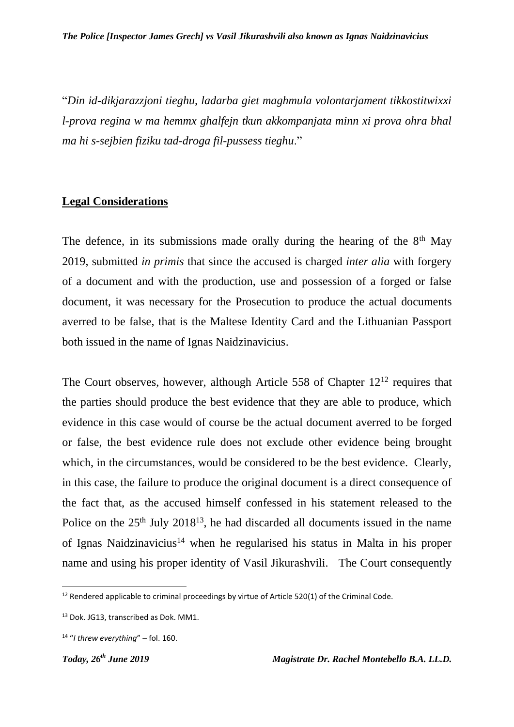"*Din id-dikjarazzjoni tieghu, ladarba giet maghmula volontarjament tikkostitwixxi l-prova regina w ma hemmx ghalfejn tkun akkompanjata minn xi prova ohra bhal ma hi s-sejbien fiziku tad-droga fil-pussess tieghu*."

## Legal Considerations

The defence, in its submissions made orally during the hearing of the 8th May 2019, submitted *in primis* that since the accused is charged *inter alia* with forgery of a document and with the production, use and possession of a forged or false document, it was necessary for the Prosecution to produce the actual documents averred to be false, that is the Maltese Identity Card and the Lithuanian Passport both issued in the name of Ignas Naidzinavicius.

The Court observes, however, although Article 558 of Chapter 12[12] requires that the parties should produce the best evidence that they are able to produce, which evidence in this case would of course be the actual document averred to be forged or false, the best evidence rule does not exclude other evidence being brought which, in the circumstances, would be considered to be the best evidence. Clearly, in this case, the failure to produce the original document is a direct consequence of the fact that, as the accused himself confessed in his statement released to the Police on the 25th July 2018[13], he had discarded all documents issued in the name of Ignas Naidzinavicius[14] when he regularised his status in Malta in his proper name and using his proper identity of Vasil Jikurashvili. The Court consequently

---

[12] Rendered applicable to criminal proceedings by virtue of Article 520(1) of the Criminal Code.

[13] Dok. JG13, transcribed as Dok. MM1.

[14] "*I threw everything*" – fol. 160.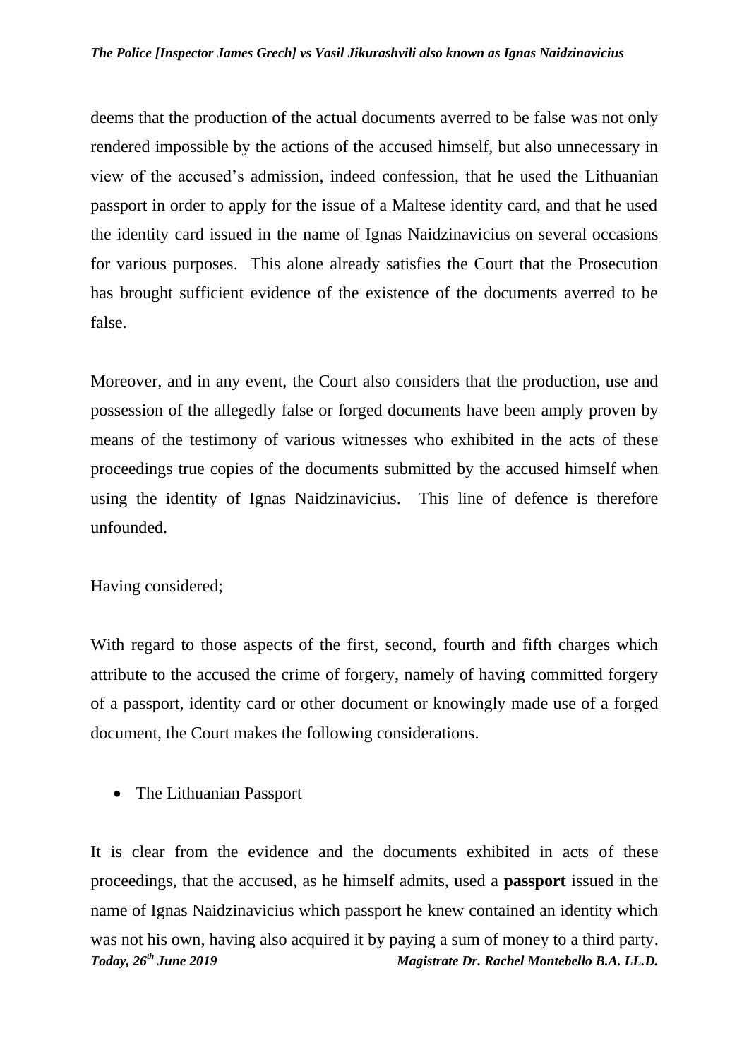deems that the production of the actual documents averred to be false was not only rendered impossible by the actions of the accused himself, but also unnecessary in view of the accused's admission, indeed confession, that he used the Lithuanian passport in order to apply for the issue of a Maltese identity card, and that he used the identity card issued in the name of Ignas Naidzinavicius on several occasions for various purposes. This alone already satisfies the Court that the Prosecution has brought sufficient evidence of the existence of the documents averred to be false.

Moreover, and in any event, the Court also considers that the production, use and possession of the allegedly false or forged documents have been amply proven by means of the testimony of various witnesses who exhibited in the acts of these proceedings true copies of the documents submitted by the accused himself when using the identity of Ignas Naidzinavicius. This line of defence is therefore unfounded.

Having considered;

With regard to those aspects of the first, second, fourth and fifth charges which attribute to the accused the crime of forgery, namely of having committed forgery of a passport, identity card or other document or knowingly made use of a forged document, the Court makes the following considerations.

- <u>The Lithuanian Passport</u>

It is clear from the evidence and the documents exhibited in acts of these proceedings, that the accused, as he himself admits, used a **passport** issued in the name of Ignas Naidzinavicius which passport he knew contained an identity which was not his own, having also acquired it by paying a sum of money to a third party.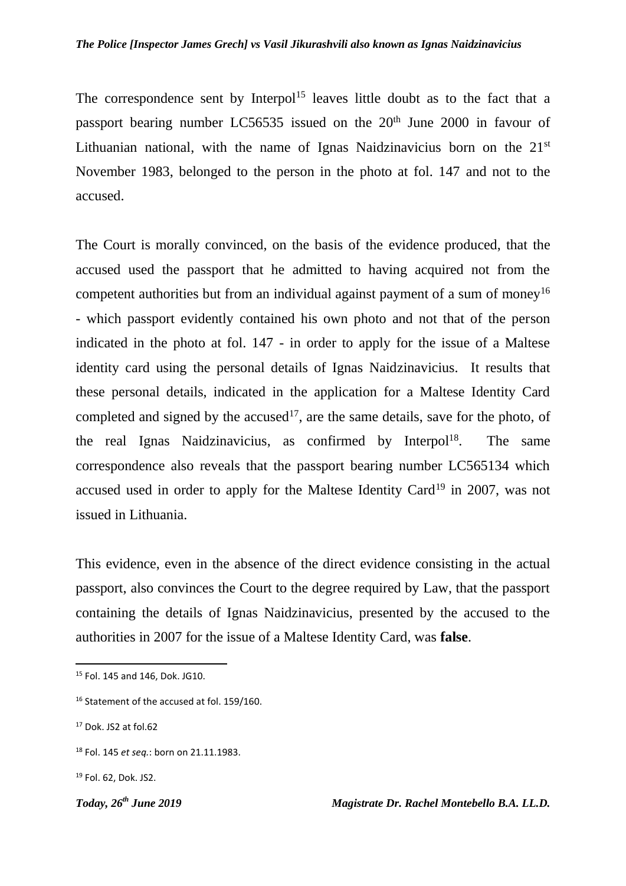The correspondence sent by Interpol[15] leaves little doubt as to the fact that a passport bearing number LC56535 issued on the 20th June 2000 in favour of Lithuanian national, with the name of Ignas Naidzinavicius born on the 21st November 1983, belonged to the person in the photo at fol. 147 and not to the accused.

The Court is morally convinced, on the basis of the evidence produced, that the accused used the passport that he admitted to having acquired not from the competent authorities but from an individual against payment of a sum of money[16] - which passport evidently contained his own photo and not that of the person indicated in the photo at fol. 147 - in order to apply for the issue of a Maltese identity card using the personal details of Ignas Naidzinavicius. It results that these personal details, indicated in the application for a Maltese Identity Card completed and signed by the accused[17], are the same details, save for the photo, of the real Ignas Naidzinavicius, as confirmed by Interpol[18]. The same correspondence also reveals that the passport bearing number LC565134 which accused used in order to apply for the Maltese Identity Card[19] in 2007, was not issued in Lithuania.

This evidence, even in the absence of the direct evidence consisting in the actual passport, also convinces the Court to the degree required by Law, that the passport containing the details of Ignas Naidzinavicius, presented by the accused to the authorities in 2007 for the issue of a Maltese Identity Card, was **false**.

[15] Fol. 145 and 146, Dok. JG10.

[16] Statement of the accused at fol. 159/160.

[17] Dok. JS2 at fol.62

[18] Fol. 145 *et seq.*: born on 21.11.1983.

[19] Fol. 62, Dok. JS2.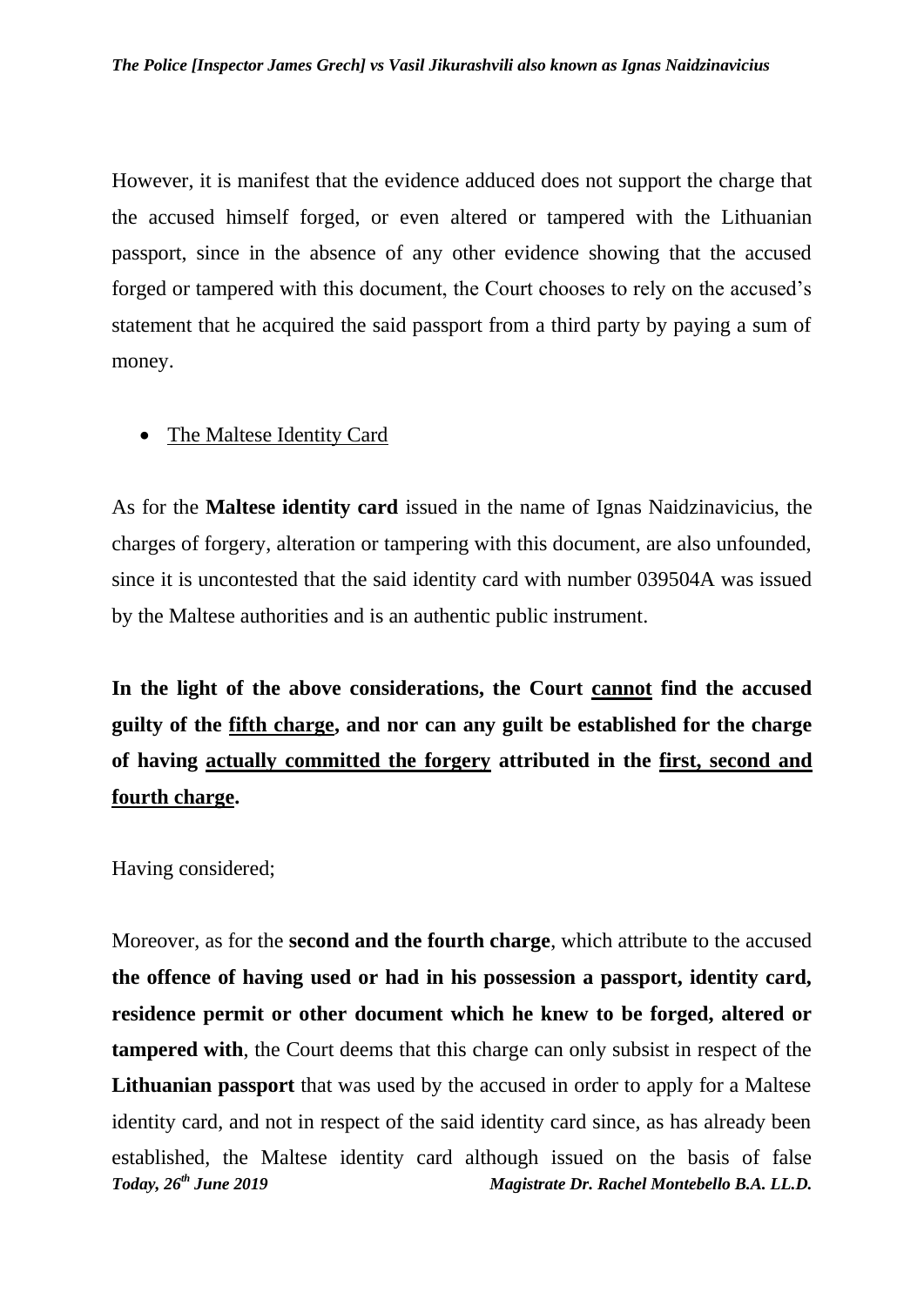However, it is manifest that the evidence adduced does not support the charge that the accused himself forged, or even altered or tampered with the Lithuanian passport, since in the absence of any other evidence showing that the accused forged or tampered with this document, the Court chooses to rely on the accused's statement that he acquired the said passport from a third party by paying a sum of money.

- <u>The Maltese Identity Card</u>

As for the **Maltese identity card** issued in the name of Ignas Naidzinavicius, the charges of forgery, alteration or tampering with this document, are also unfounded, since it is uncontested that the said identity card with number 039504A was issued by the Maltese authorities and is an authentic public instrument.

**In the light of the above considerations, the Court <u>cannot</u> find the accused guilty of the <u>fifth charge</u>, and nor can any guilt be established for the charge of having <u>actually committed the forgery</u> attributed in the <u>first, second and fourth charge</u>.**

Having considered;

Moreover, as for the **second and the fourth charge**, which attribute to the accused **the offence of having used or had in his possession a passport, identity card, residence permit or other document which he knew to be forged, altered or tampered with**, the Court deems that this charge can only subsist in respect of the **Lithuanian passport** that was used by the accused in order to apply for a Maltese identity card, and not in respect of the said identity card since, as has already been established, the Maltese identity card although issued on the basis of false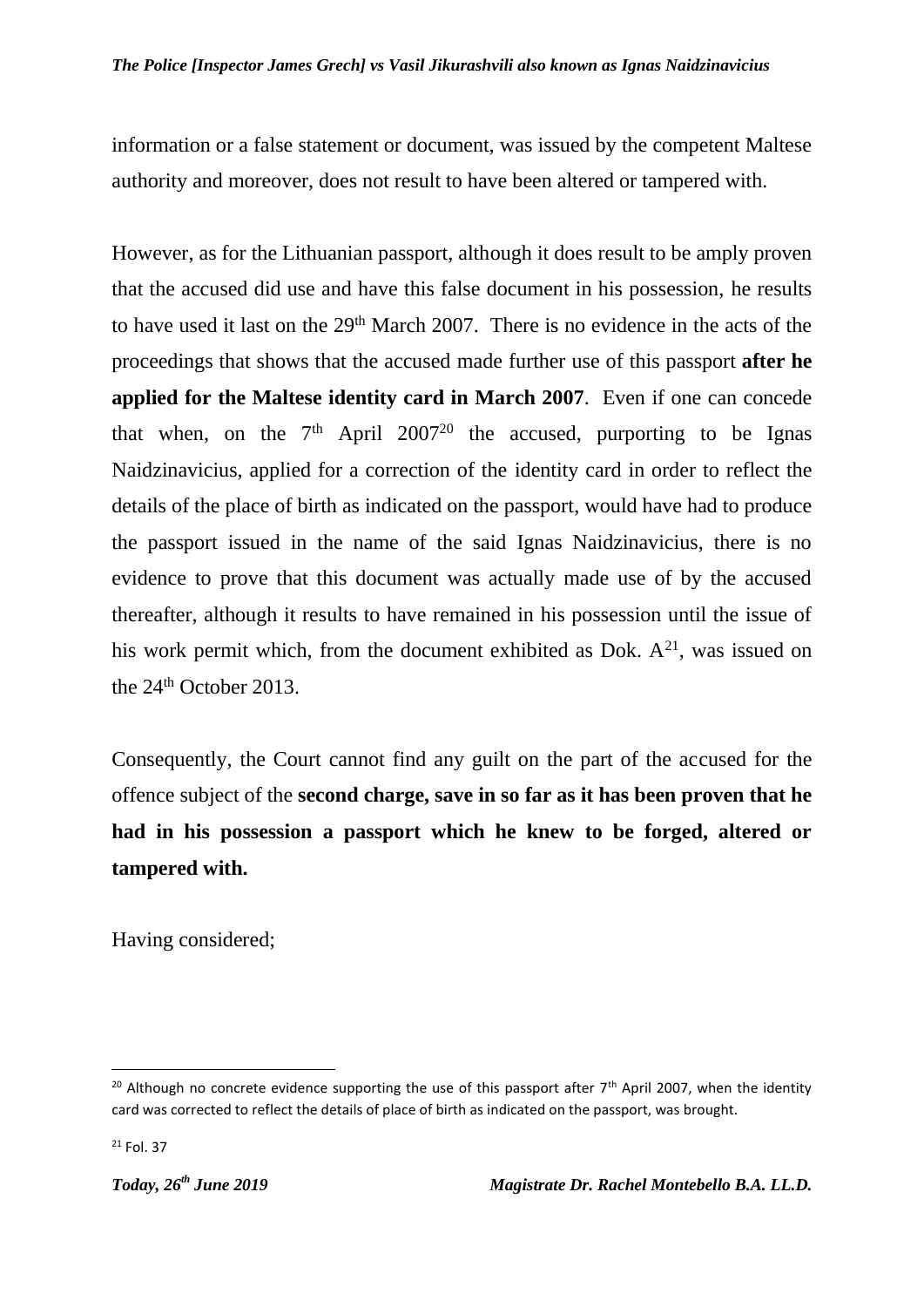information or a false statement or document, was issued by the competent Maltese authority and moreover, does not result to have been altered or tampered with.

However, as for the Lithuanian passport, although it does result to be amply proven that the accused did use and have this false document in his possession, he results to have used it last on the 29th March 2007. There is no evidence in the acts of the proceedings that shows that the accused made further use of this passport **after he applied for the Maltese identity card in March 2007**. Even if one can concede that when, on the 7th April 2007[20] the accused, purporting to be Ignas Naidzinavicius, applied for a correction of the identity card in order to reflect the details of the place of birth as indicated on the passport, would have had to produce the passport issued in the name of the said Ignas Naidzinavicius, there is no evidence to prove that this document was actually made use of by the accused thereafter, although it results to have remained in his possession until the issue of his work permit which, from the document exhibited as Dok. A[21], was issued on the 24th October 2013.

Consequently, the Court cannot find any guilt on the part of the accused for the offence subject of the **second charge, save in so far as it has been proven that he had in his possession a passport which he knew to be forged, altered or tampered with.**

Having considered;

---

[20] Although no concrete evidence supporting the use of this passport after 7th April 2007, when the identity card was corrected to reflect the details of place of birth as indicated on the passport, was brought.

[21] Fol. 37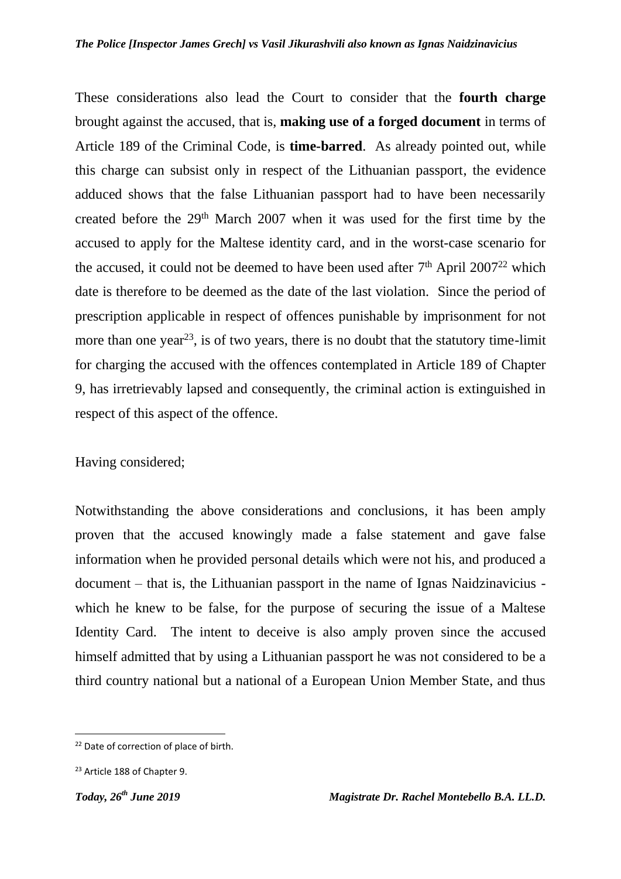These considerations also lead the Court to consider that the **fourth charge** brought against the accused, that is, **making use of a forged document** in terms of Article 189 of the Criminal Code, is **time-barred**. As already pointed out, while this charge can subsist only in respect of the Lithuanian passport, the evidence adduced shows that the false Lithuanian passport had to have been necessarily created before the 29th March 2007 when it was used for the first time by the accused to apply for the Maltese identity card, and in the worst-case scenario for the accused, it could not be deemed to have been used after 7th April 2007[22] which date is therefore to be deemed as the date of the last violation. Since the period of prescription applicable in respect of offences punishable by imprisonment for not more than one year[23], is of two years, there is no doubt that the statutory time-limit for charging the accused with the offences contemplated in Article 189 of Chapter 9, has irretrievably lapsed and consequently, the criminal action is extinguished in respect of this aspect of the offence.

Having considered;

Notwithstanding the above considerations and conclusions, it has been amply proven that the accused knowingly made a false statement and gave false information when he provided personal details which were not his, and produced a document – that is, the Lithuanian passport in the name of Ignas Naidzinavicius - which he knew to be false, for the purpose of securing the issue of a Maltese Identity Card. The intent to deceive is also amply proven since the accused himself admitted that by using a Lithuanian passport he was not considered to be a third country national but a national of a European Union Member State, and thus

[22] Date of correction of place of birth.

[23] Article 188 of Chapter 9.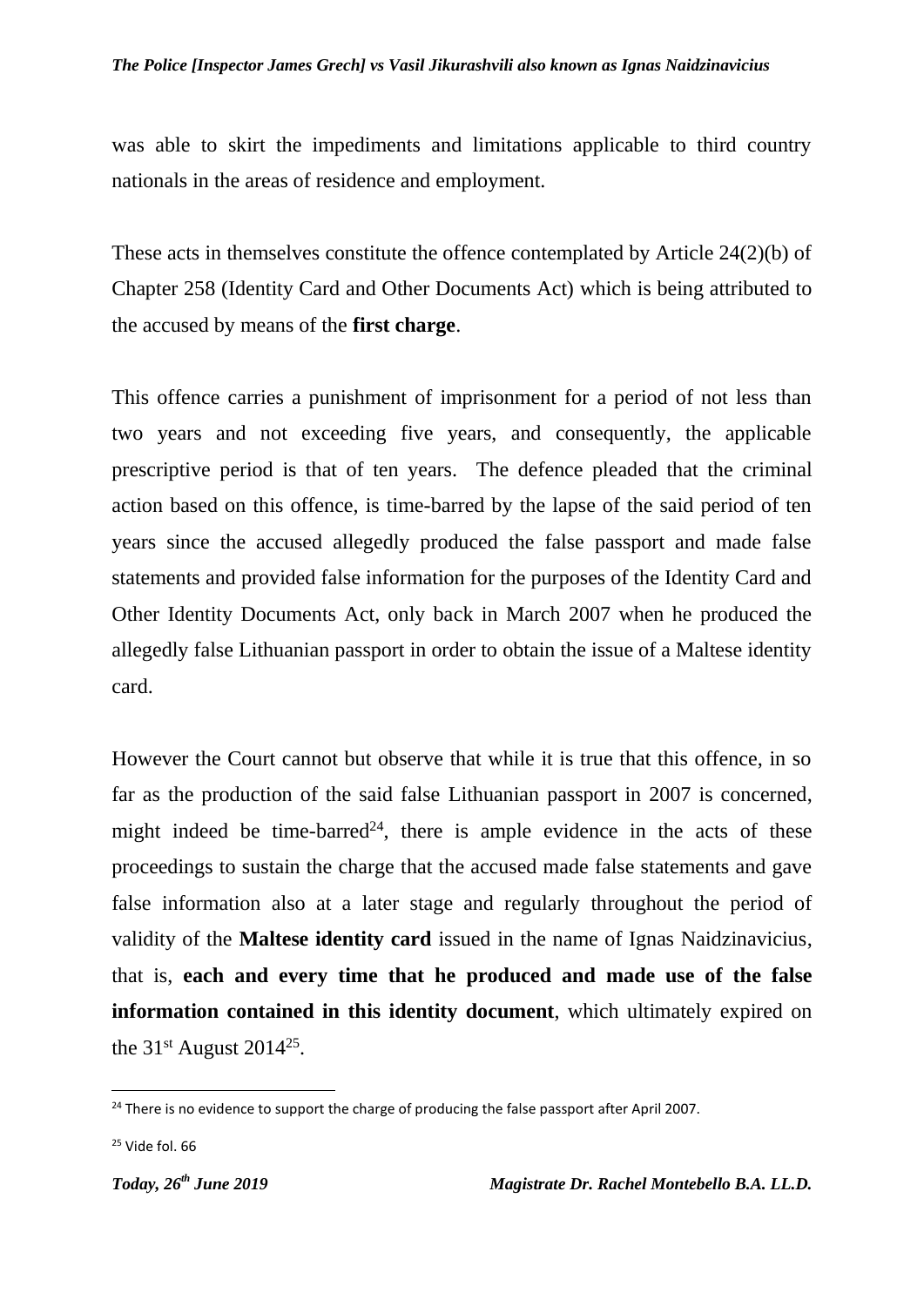was able to skirt the impediments and limitations applicable to third country nationals in the areas of residence and employment.

These acts in themselves constitute the offence contemplated by Article 24(2)(b) of Chapter 258 (Identity Card and Other Documents Act) which is being attributed to the accused by means of the **first charge**.

This offence carries a punishment of imprisonment for a period of not less than two years and not exceeding five years, and consequently, the applicable prescriptive period is that of ten years. The defence pleaded that the criminal action based on this offence, is time-barred by the lapse of the said period of ten years since the accused allegedly produced the false passport and made false statements and provided false information for the purposes of the Identity Card and Other Identity Documents Act, only back in March 2007 when he produced the allegedly false Lithuanian passport in order to obtain the issue of a Maltese identity card.

However the Court cannot but observe that while it is true that this offence, in so far as the production of the said false Lithuanian passport in 2007 is concerned, might indeed be time-barred[24], there is ample evidence in the acts of these proceedings to sustain the charge that the accused made false statements and gave false information also at a later stage and regularly throughout the period of validity of the **Maltese identity card** issued in the name of Ignas Naidzinavicius, that is, **each and every time that he produced and made use of the false information contained in this identity document**, which ultimately expired on the 31st August 2014[25].

[24] There is no evidence to support the charge of producing the false passport after April 2007.

[25] Vide fol. 66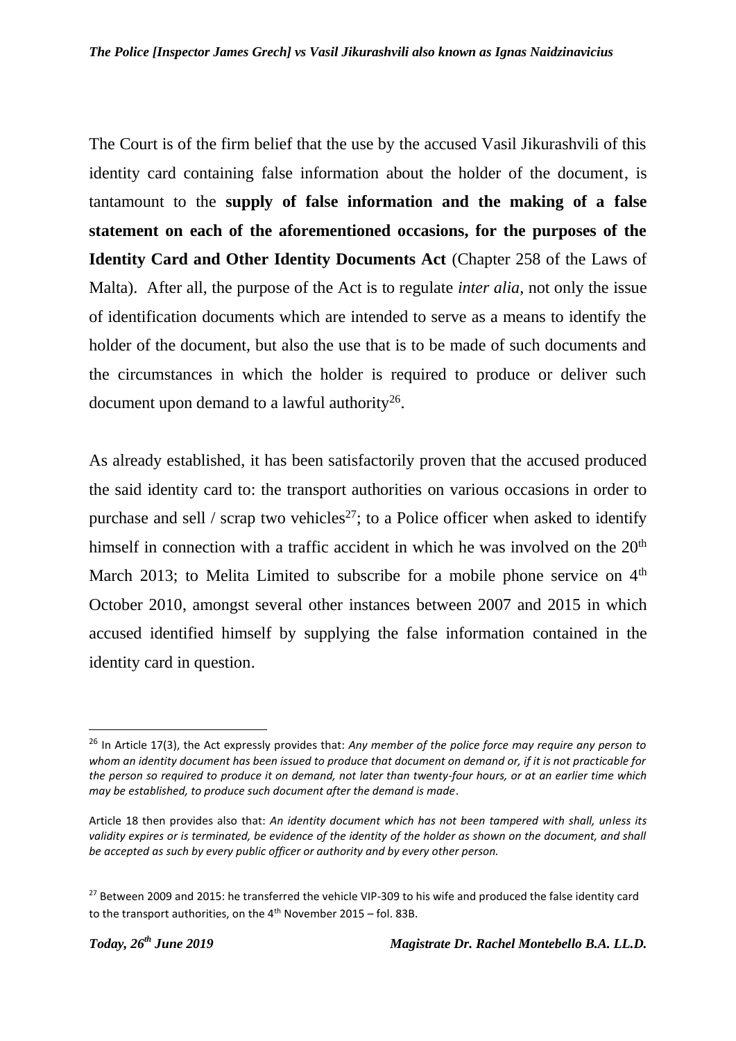The Court is of the firm belief that the use by the accused Vasil Jikurashvili of this identity card containing false information about the holder of the document, is tantamount to the **supply of false information and the making of a false statement on each of the aforementioned occasions, for the purposes of the Identity Card and Other Identity Documents Act** (Chapter 258 of the Laws of Malta). After all, the purpose of the Act is to regulate *inter alia*, not only the issue of identification documents which are intended to serve as a means to identify the holder of the document, but also the use that is to be made of such documents and the circumstances in which the holder is required to produce or deliver such document upon demand to a lawful authority[26].

As already established, it has been satisfactorily proven that the accused produced the said identity card to: the transport authorities on various occasions in order to purchase and sell / scrap two vehicles[27]; to a Police officer when asked to identify himself in connection with a traffic accident in which he was involved on the 20th March 2013; to Melita Limited to subscribe for a mobile phone service on 4th October 2010, amongst several other instances between 2007 and 2015 in which accused identified himself by supplying the false information contained in the identity card in question.

---

[26] In Article 17(3), the Act expressly provides that: *Any member of the police force may require any person to whom an identity document has been issued to produce that document on demand or, if it is not practicable for the person so required to produce it on demand, not later than twenty-four hours, or at an earlier time which may be established, to produce such document after the demand is made*.

Article 18 then provides also that: *An identity document which has not been tampered with shall, unless its validity expires or is terminated, be evidence of the identity of the holder as shown on the document, and shall be accepted as such by every public officer or authority and by every other person.*

[27] Between 2009 and 2015: he transferred the vehicle VIP-309 to his wife and produced the false identity card to the transport authorities, on the 4th November 2015 – fol. 83B.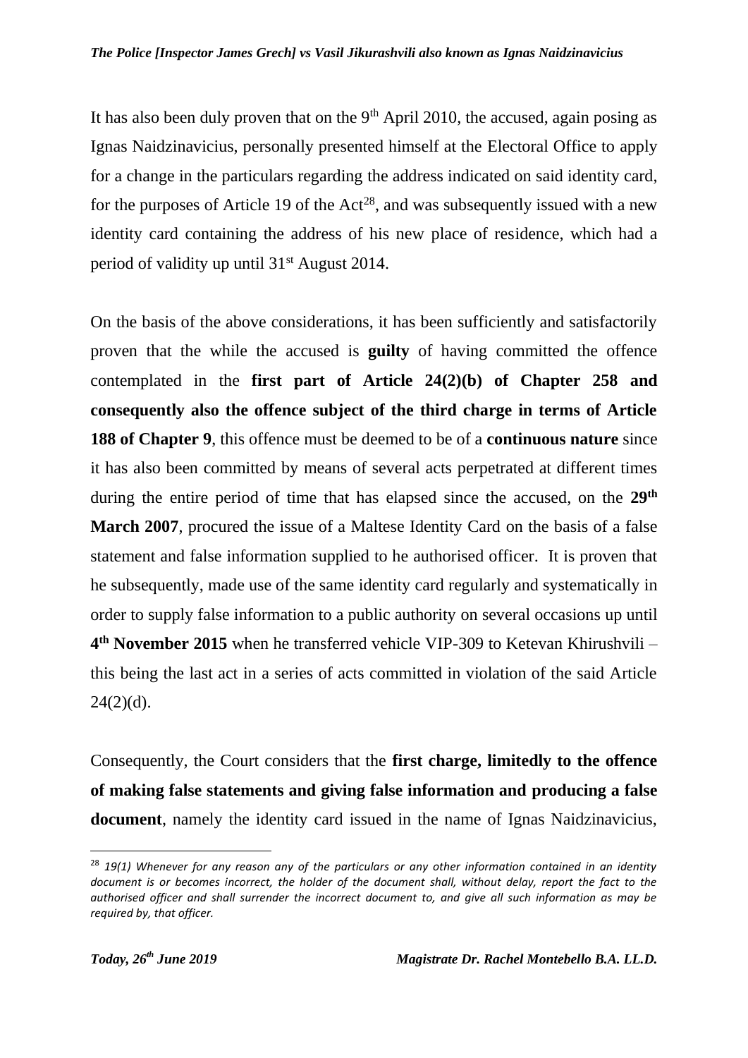It has also been duly proven that on the 9th April 2010, the accused, again posing as Ignas Naidzinavicius, personally presented himself at the Electoral Office to apply for a change in the particulars regarding the address indicated on said identity card, for the purposes of Article 19 of the Act[28], and was subsequently issued with a new identity card containing the address of his new place of residence, which had a period of validity up until 31st August 2014.

On the basis of the above considerations, it has been sufficiently and satisfactorily proven that the while the accused is **guilty** of having committed the offence contemplated in the **first part of Article 24(2)(b) of Chapter 258 and consequently also the offence subject of the third charge in terms of Article 188 of Chapter 9**, this offence must be deemed to be of a **continuous nature** since it has also been committed by means of several acts perpetrated at different times during the entire period of time that has elapsed since the accused, on the **29th March 2007**, procured the issue of a Maltese Identity Card on the basis of a false statement and false information supplied to he authorised officer. It is proven that he subsequently, made use of the same identity card regularly and systematically in order to supply false information to a public authority on several occasions up until **4th November 2015** when he transferred vehicle VIP-309 to Ketevan Khirushvili – this being the last act in a series of acts committed in violation of the said Article 24(2)(d).

Consequently, the Court considers that the **first charge, limitedly to the offence of making false statements and giving false information and producing a false document**, namely the identity card issued in the name of Ignas Naidzinavicius,

---

[28] *19(1) Whenever for any reason any of the particulars or any other information contained in an identity document is or becomes incorrect, the holder of the document shall, without delay, report the fact to the authorised officer and shall surrender the incorrect document to, and give all such information as may be required by, that officer.*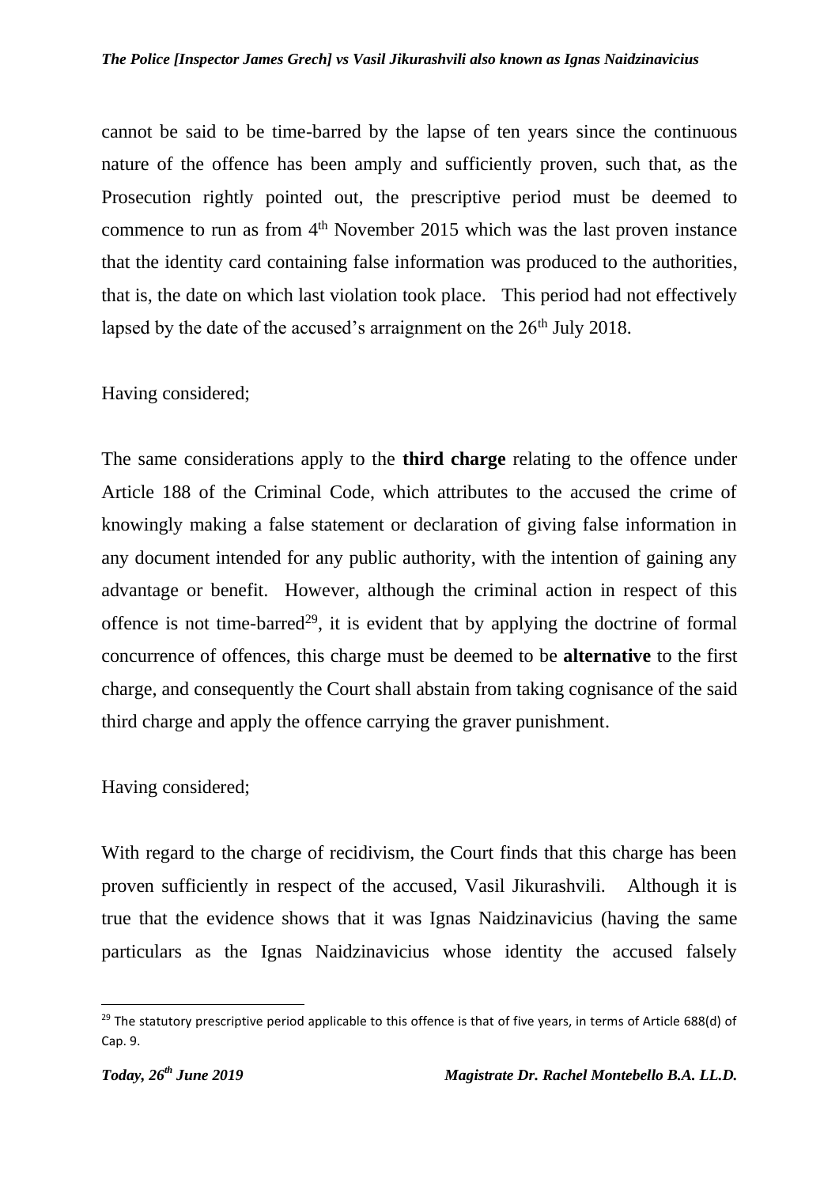cannot be said to be time-barred by the lapse of ten years since the continuous nature of the offence has been amply and sufficiently proven, such that, as the Prosecution rightly pointed out, the prescriptive period must be deemed to commence to run as from 4th November 2015 which was the last proven instance that the identity card containing false information was produced to the authorities, that is, the date on which last violation took place. This period had not effectively lapsed by the date of the accused's arraignment on the 26th July 2018.

Having considered;

The same considerations apply to the **third charge** relating to the offence under Article 188 of the Criminal Code, which attributes to the accused the crime of knowingly making a false statement or declaration of giving false information in any document intended for any public authority, with the intention of gaining any advantage or benefit. However, although the criminal action in respect of this offence is not time-barred[29], it is evident that by applying the doctrine of formal concurrence of offences, this charge must be deemed to be **alternative** to the first charge, and consequently the Court shall abstain from taking cognisance of the said third charge and apply the offence carrying the graver punishment.

Having considered;

With regard to the charge of recidivism, the Court finds that this charge has been proven sufficiently in respect of the accused, Vasil Jikurashvili. Although it is true that the evidence shows that it was Ignas Naidzinavicius (having the same particulars as the Ignas Naidzinavicius whose identity the accused falsely

[29] The statutory prescriptive period applicable to this offence is that of five years, in terms of Article 688(d) of Cap. 9.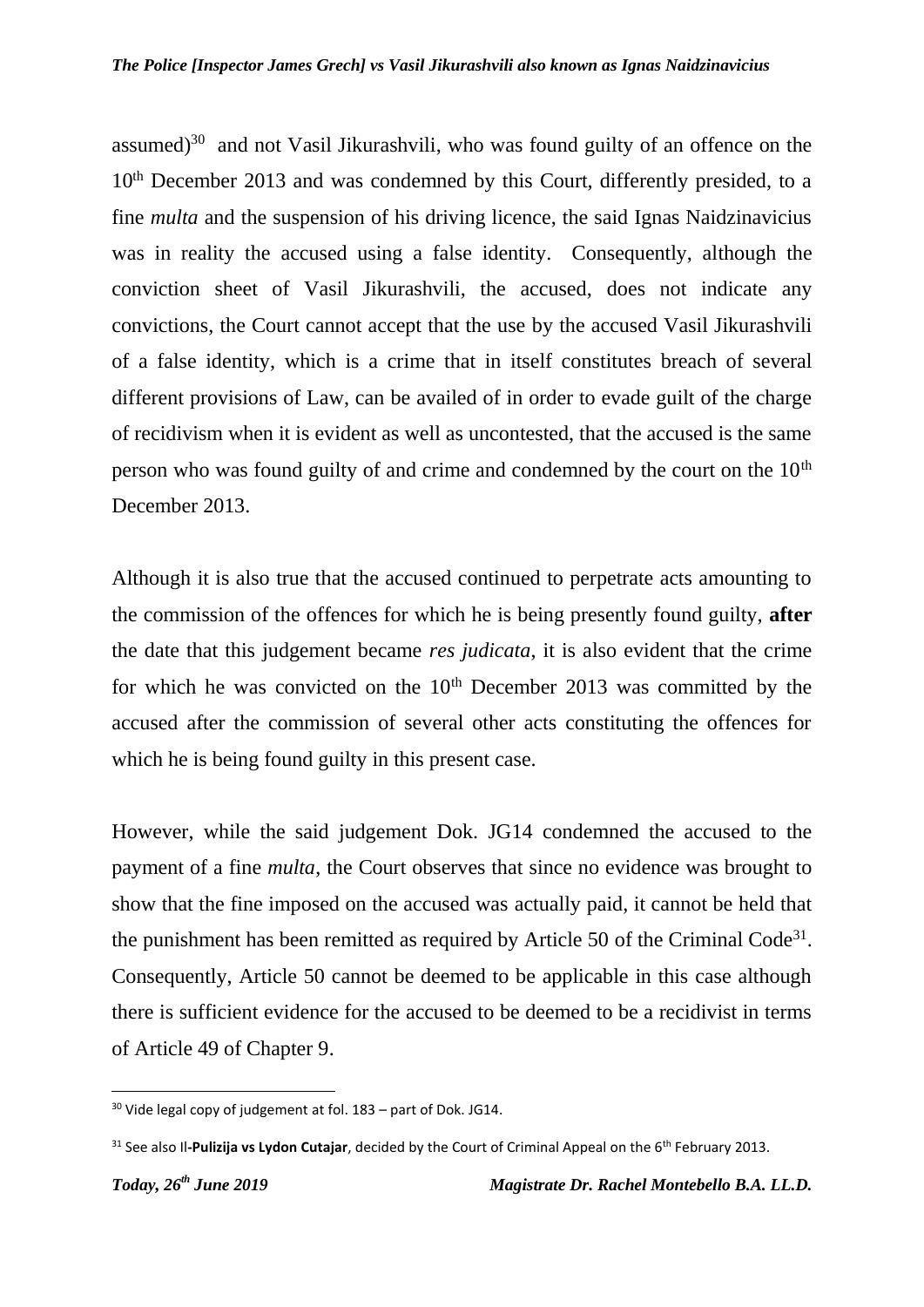assumed)[30] and not Vasil Jikurashvili, who was found guilty of an offence on the 10th December 2013 and was condemned by this Court, differently presided, to a fine *multa* and the suspension of his driving licence, the said Ignas Naidzinavicius was in reality the accused using a false identity. Consequently, although the conviction sheet of Vasil Jikurashvili, the accused, does not indicate any convictions, the Court cannot accept that the use by the accused Vasil Jikurashvili of a false identity, which is a crime that in itself constitutes breach of several different provisions of Law, can be availed of in order to evade guilt of the charge of recidivism when it is evident as well as uncontested, that the accused is the same person who was found guilty of and crime and condemned by the court on the 10th December 2013.

Although it is also true that the accused continued to perpetrate acts amounting to the commission of the offences for which he is being presently found guilty, **after** the date that this judgement became *res judicata*, it is also evident that the crime for which he was convicted on the 10th December 2013 was committed by the accused after the commission of several other acts constituting the offences for which he is being found guilty in this present case.

However, while the said judgement Dok. JG14 condemned the accused to the payment of a fine *multa*, the Court observes that since no evidence was brought to show that the fine imposed on the accused was actually paid, it cannot be held that the punishment has been remitted as required by Article 50 of the Criminal Code[31]. Consequently, Article 50 cannot be deemed to be applicable in this case although there is sufficient evidence for the accused to be deemed to be a recidivist in terms of Article 49 of Chapter 9.

---

[30] Vide legal copy of judgement at fol. 183 – part of Dok. JG14.

[31] See also Il-**Pulizija vs Lydon Cutajar**, decided by the Court of Criminal Appeal on the 6th February 2013.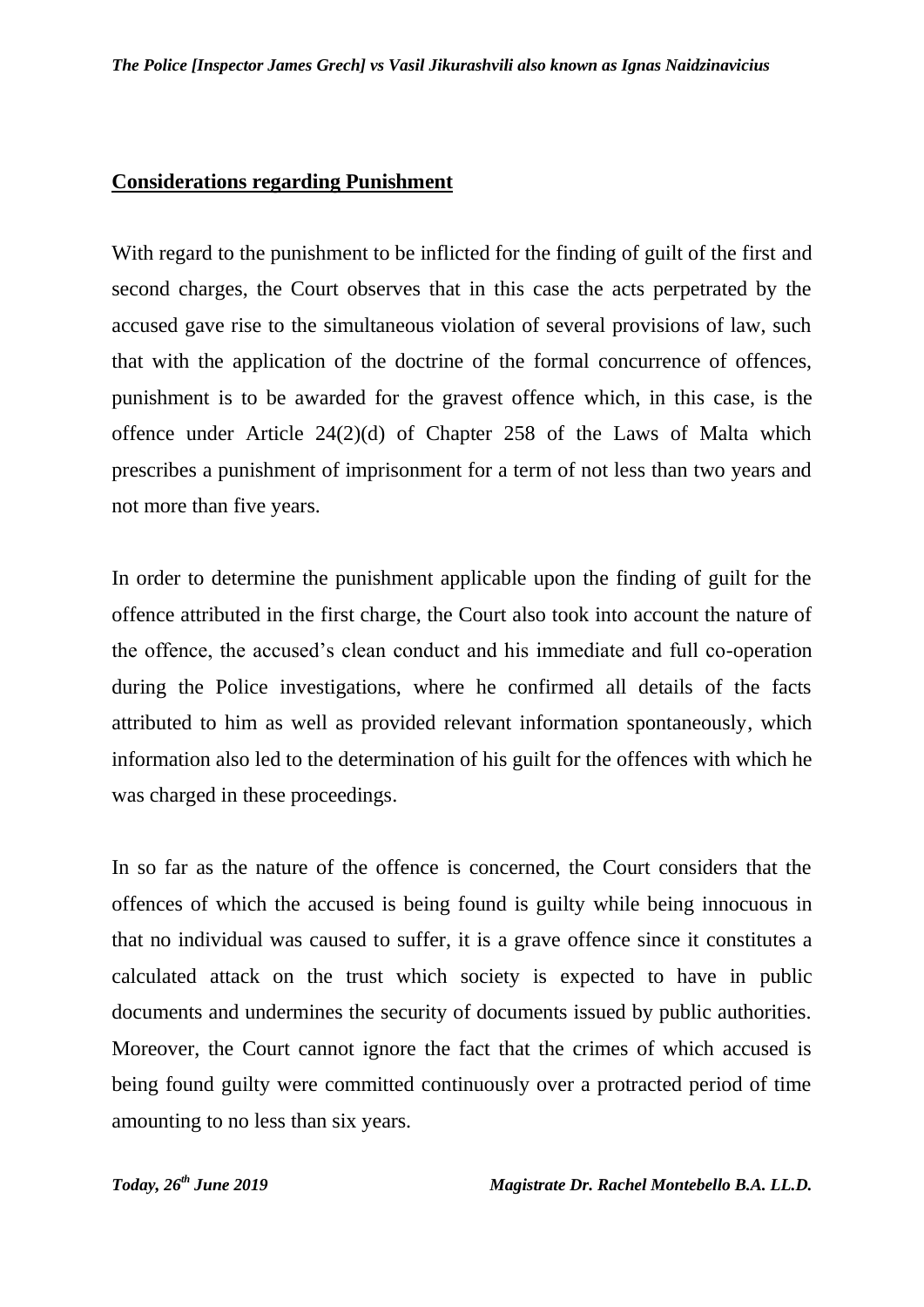## **Considerations regarding Punishment**

With regard to the punishment to be inflicted for the finding of guilt of the first and second charges, the Court observes that in this case the acts perpetrated by the accused gave rise to the simultaneous violation of several provisions of law, such that with the application of the doctrine of the formal concurrence of offences, punishment is to be awarded for the gravest offence which, in this case, is the offence under Article 24(2)(d) of Chapter 258 of the Laws of Malta which prescribes a punishment of imprisonment for a term of not less than two years and not more than five years.

In order to determine the punishment applicable upon the finding of guilt for the offence attributed in the first charge, the Court also took into account the nature of the offence, the accused's clean conduct and his immediate and full co-operation during the Police investigations, where he confirmed all details of the facts attributed to him as well as provided relevant information spontaneously, which information also led to the determination of his guilt for the offences with which he was charged in these proceedings.

In so far as the nature of the offence is concerned, the Court considers that the offences of which the accused is being found is guilty while being innocuous in that no individual was caused to suffer, it is a grave offence since it constitutes a calculated attack on the trust which society is expected to have in public documents and undermines the security of documents issued by public authorities. Moreover, the Court cannot ignore the fact that the crimes of which accused is being found guilty were committed continuously over a protracted period of time amounting to no less than six years.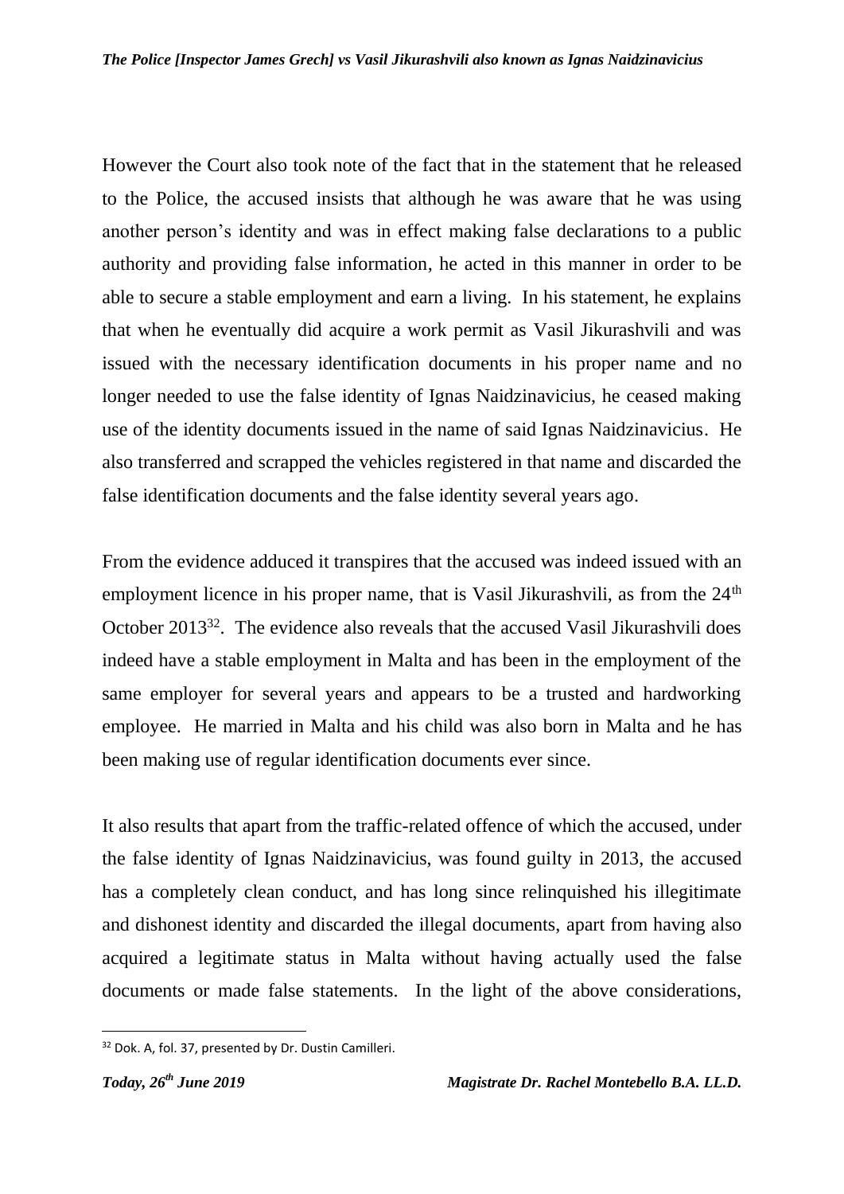However the Court also took note of the fact that in the statement that he released to the Police, the accused insists that although he was aware that he was using another person's identity and was in effect making false declarations to a public authority and providing false information, he acted in this manner in order to be able to secure a stable employment and earn a living. In his statement, he explains that when he eventually did acquire a work permit as Vasil Jikurashvili and was issued with the necessary identification documents in his proper name and no longer needed to use the false identity of Ignas Naidzinavicius, he ceased making use of the identity documents issued in the name of said Ignas Naidzinavicius. He also transferred and scrapped the vehicles registered in that name and discarded the false identification documents and the false identity several years ago.

From the evidence adduced it transpires that the accused was indeed issued with an employment licence in his proper name, that is Vasil Jikurashvili, as from the 24th October 2013[32]. The evidence also reveals that the accused Vasil Jikurashvili does indeed have a stable employment in Malta and has been in the employment of the same employer for several years and appears to be a trusted and hardworking employee. He married in Malta and his child was also born in Malta and he has been making use of regular identification documents ever since.

It also results that apart from the traffic-related offence of which the accused, under the false identity of Ignas Naidzinavicius, was found guilty in 2013, the accused has a completely clean conduct, and has long since relinquished his illegitimate and dishonest identity and discarded the illegal documents, apart from having also acquired a legitimate status in Malta without having actually used the false documents or made false statements. In the light of the above considerations,

[32] Dok. A, fol. 37, presented by Dr. Dustin Camilleri.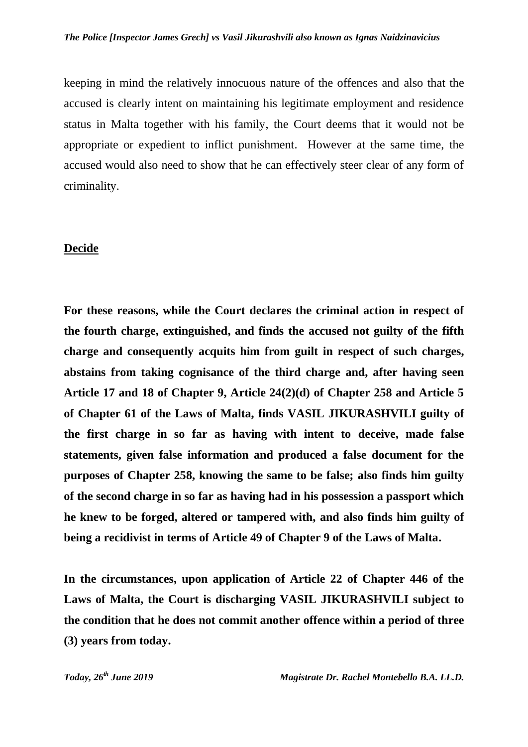keeping in mind the relatively innocuous nature of the offences and also that the accused is clearly intent on maintaining his legitimate employment and residence status in Malta together with his family, the Court deems that it would not be appropriate or expedient to inflict punishment. However at the same time, the accused would also need to show that he can effectively steer clear of any form of criminality.

## Decide

**For these reasons, while the Court declares the criminal action in respect of the fourth charge, extinguished, and finds the accused not guilty of the fifth charge and consequently acquits him from guilt in respect of such charges, abstains from taking cognisance of the third charge and, after having seen Article 17 and 18 of Chapter 9, Article 24(2)(d) of Chapter 258 and Article 5 of Chapter 61 of the Laws of Malta, finds VASIL JIKURASHVILI guilty of the first charge in so far as having with intent to deceive, made false statements, given false information and produced a false document for the purposes of Chapter 258, knowing the same to be false; also finds him guilty of the second charge in so far as having had in his possession a passport which he knew to be forged, altered or tampered with, and also finds him guilty of being a recidivist in terms of Article 49 of Chapter 9 of the Laws of Malta.**

**In the circumstances, upon application of Article 22 of Chapter 446 of the Laws of Malta, the Court is discharging VASIL JIKURASHVILI subject to the condition that he does not commit another offence within a period of three (3) years from today.**

*Today, 26th June 2019* *Magistrate Dr. Rachel Montebello B.A. LL.D.*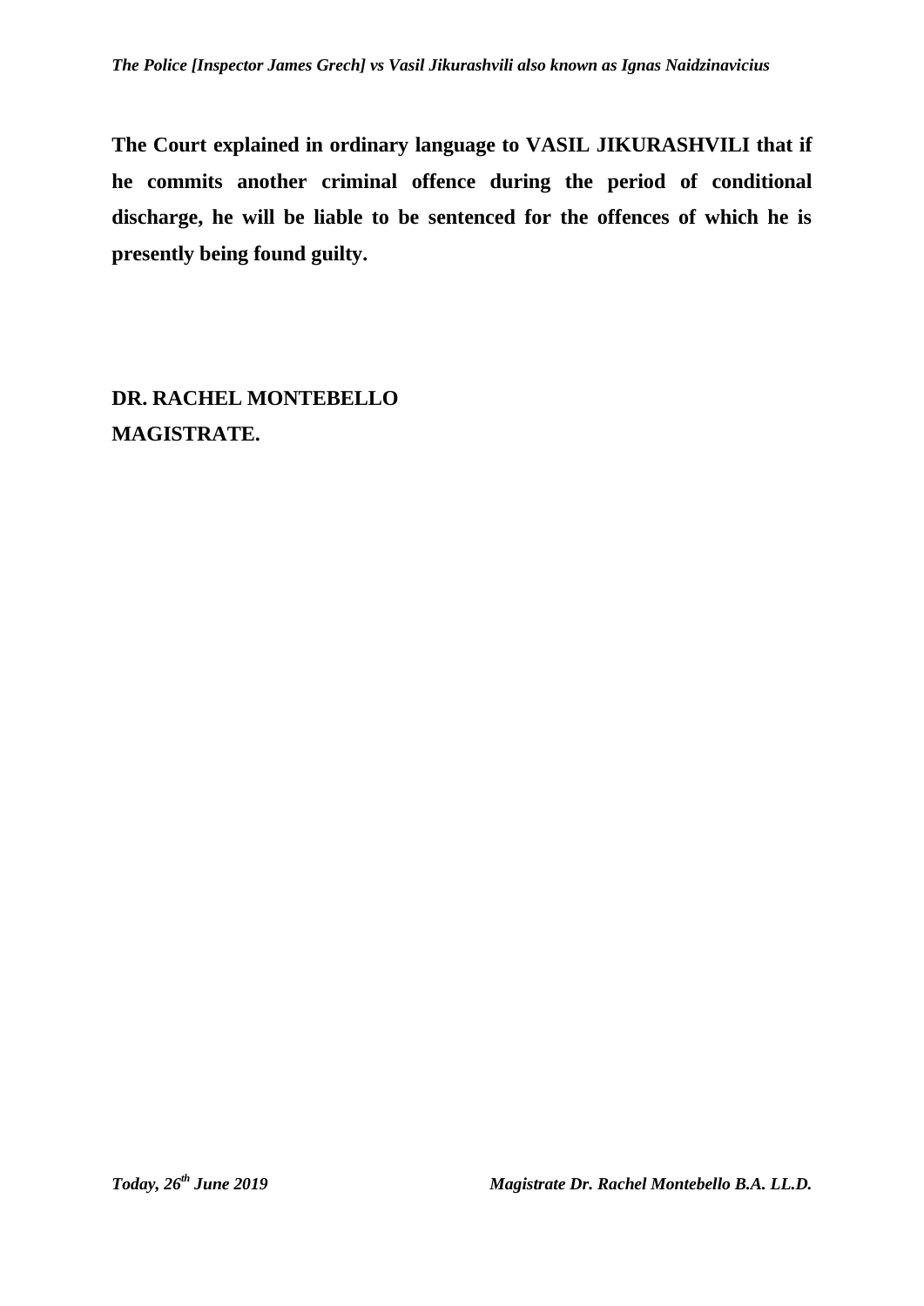**The Court explained in ordinary language to VASIL JIKURASHVILI that if he commits another criminal offence during the period of conditional discharge, he will be liable to be sentenced for the offences of which he is presently being found guilty.**

**DR. RACHEL MONTEBELLO**
**MAGISTRATE.**

*Today, 26th June 2019* *Magistrate Dr. Rachel Montebello B.A. LL.D.*